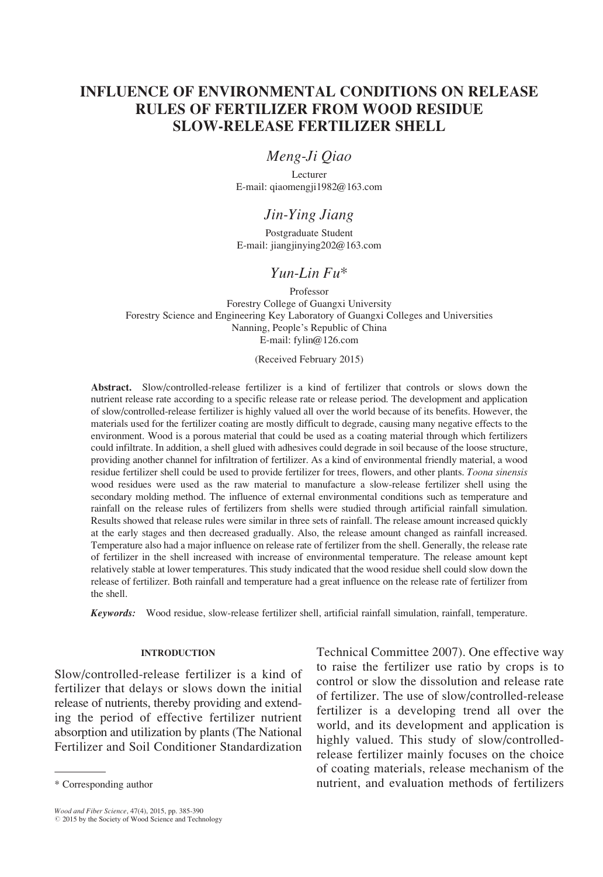# INFLUENCE OF ENVIRONMENTAL CONDITIONS ON RELEASE RULES OF FERTILIZER FROM WOOD RESIDUE SLOW-RELEASE FERTILIZER SHELL

*Meng-Ji Qiao*

Lecturer
E-mail: qiaomengji1982@163.com

*Jin-Ying Jiang*

Postgraduate Student
E-mail: jiangjinying202@163.com

*Yun-Lin Fu**

Professor
Forestry College of Guangxi University
Forestry Science and Engineering Key Laboratory of Guangxi Colleges and Universities
Nanning, People's Republic of China
E-mail: fylin@126.com

(Received February 2015)

**Abstract.** Slow/controlled-release fertilizer is a kind of fertilizer that controls or slows down the nutrient release rate according to a specific release rate or release period. The development and application of slow/controlled-release fertilizer is highly valued all over the world because of its benefits. However, the materials used for the fertilizer coating are mostly difficult to degrade, causing many negative effects to the environment. Wood is a porous material that could be used as a coating material through which fertilizers could infiltrate. In addition, a shell glued with adhesives could degrade in soil because of the loose structure, providing another channel for infiltration of fertilizer. As a kind of environmental friendly material, a wood residue fertilizer shell could be used to provide fertilizer for trees, flowers, and other plants. *Toona sinensis* wood residues were used as the raw material to manufacture a slow-release fertilizer shell using the secondary molding method. The influence of external environmental conditions such as temperature and rainfall on the release rules of fertilizers from shells were studied through artificial rainfall simulation. Results showed that release rules were similar in three sets of rainfall. The release amount increased quickly at the early stages and then decreased gradually. Also, the release amount changed as rainfall increased. Temperature also had a major influence on release rate of fertilizer from the shell. Generally, the release rate of fertilizer in the shell increased with increase of environmental temperature. The release amount kept relatively stable at lower temperatures. This study indicated that the wood residue shell could slow down the release of fertilizer. Both rainfall and temperature had a great influence on the release rate of fertilizer from the shell.

***Keywords:*** Wood residue, slow-release fertilizer shell, artificial rainfall simulation, rainfall, temperature.

## INTRODUCTION

Slow/controlled-release fertilizer is a kind of fertilizer that delays or slows down the initial release of nutrients, thereby providing and extending the period of effective fertilizer nutrient absorption and utilization by plants (The National Fertilizer and Soil Conditioner Standardization Technical Committee 2007). One effective way to raise the fertilizer use ratio by crops is to control or slow the dissolution and release rate of fertilizer. The use of slow/controlled-release fertilizer is a developing trend all over the world, and its development and application is highly valued. This study of slow/controlled-release fertilizer mainly focuses on the choice of coating materials, release mechanism of the nutrient, and evaluation methods of fertilizers

\* Corresponding author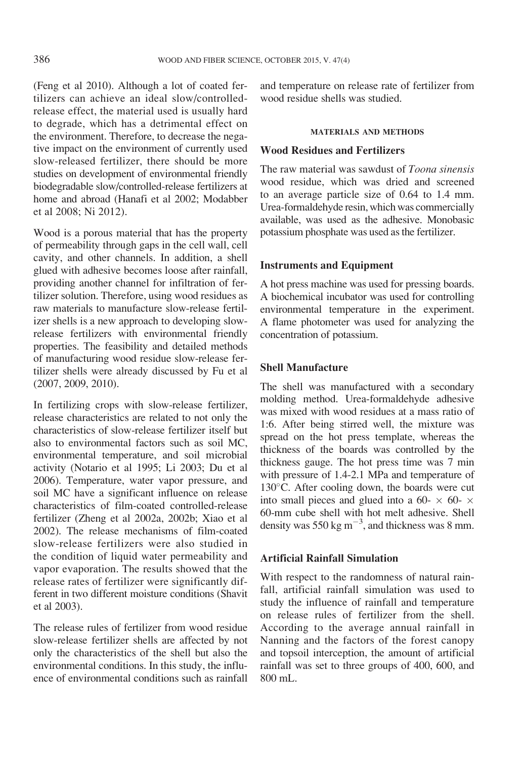(Feng et al 2010). Although a lot of coated fertilizers can achieve an ideal slow/controlled-release effect, the material used is usually hard to degrade, which has a detrimental effect on the environment. Therefore, to decrease the negative impact on the environment of currently used slow-released fertilizer, there should be more studies on development of environmental friendly biodegradable slow/controlled-release fertilizers at home and abroad (Hanafi et al 2002; Modabber et al 2008; Ni 2012).

Wood is a porous material that has the property of permeability through gaps in the cell wall, cell cavity, and other channels. In addition, a shell glued with adhesive becomes loose after rainfall, providing another channel for infiltration of fertilizer solution. Therefore, using wood residues as raw materials to manufacture slow-release fertilizer shells is a new approach to developing slow-release fertilizers with environmental friendly properties. The feasibility and detailed methods of manufacturing wood residue slow-release fertilizer shells were already discussed by Fu et al (2007, 2009, 2010).

In fertilizing crops with slow-release fertilizer, release characteristics are related to not only the characteristics of slow-release fertilizer itself but also to environmental factors such as soil MC, environmental temperature, and soil microbial activity (Notario et al 1995; Li 2003; Du et al 2006). Temperature, water vapor pressure, and soil MC have a significant influence on release characteristics of film-coated controlled-release fertilizer (Zheng et al 2002a, 2002b; Xiao et al 2002). The release mechanisms of film-coated slow-release fertilizers were also studied in the condition of liquid water permeability and vapor evaporation. The results showed that the release rates of fertilizer were significantly different in two different moisture conditions (Shavit et al 2003).

The release rules of fertilizer from wood residue slow-release fertilizer shells are affected by not only the characteristics of the shell but also the environmental conditions. In this study, the influence of environmental conditions such as rainfall and temperature on release rate of fertilizer from wood residue shells was studied.

## MATERIALS AND METHODS

### Wood Residues and Fertilizers

The raw material was sawdust of *Toona sinensis* wood residue, which was dried and screened to an average particle size of 0.64 to 1.4 mm. Urea-formaldehyde resin, which was commercially available, was used as the adhesive. Monobasic potassium phosphate was used as the fertilizer.

### Instruments and Equipment

A hot press machine was used for pressing boards. A biochemical incubator was used for controlling environmental temperature in the experiment. A flame photometer was used for analyzing the concentration of potassium.

### Shell Manufacture

The shell was manufactured with a secondary molding method. Urea-formaldehyde adhesive was mixed with wood residues at a mass ratio of 1:6. After being stirred well, the mixture was spread on the hot press template, whereas the thickness of the boards was controlled by the thickness gauge. The hot press time was 7 min with pressure of 1.4-2.1 MPa and temperature of 130°C. After cooling down, the boards were cut into small pieces and glued into a 60- × 60- × 60-mm cube shell with hot melt adhesive. Shell density was 550 kg $m^{-3}$, and thickness was 8 mm.

### Artificial Rainfall Simulation

With respect to the randomness of natural rainfall, artificial rainfall simulation was used to study the influence of rainfall and temperature on release rules of fertilizer from the shell. According to the average annual rainfall in Nanning and the factors of the forest canopy and topsoil interception, the amount of artificial rainfall was set to three groups of 400, 600, and 800 mL.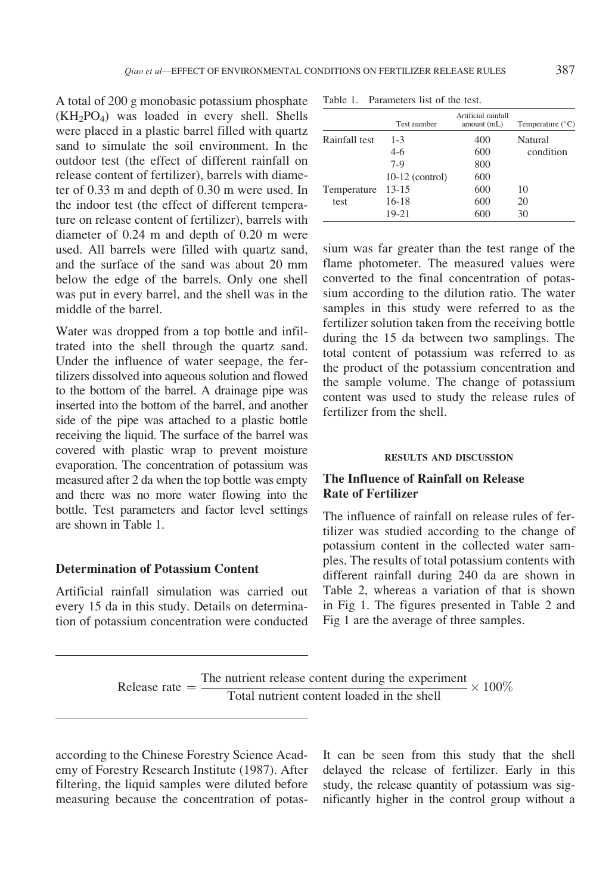A total of 200 g monobasic potassium phosphate ($KH_2PO_4$) was loaded in every shell. Shells were placed in a plastic barrel filled with quartz sand to simulate the soil environment. In the outdoor test (the effect of different rainfall on release content of fertilizer), barrels with diameter of 0.33 m and depth of 0.30 m were used. In the indoor test (the effect of different temperature on release content of fertilizer), barrels with diameter of 0.24 m and depth of 0.20 m were used. All barrels were filled with quartz sand, and the surface of the sand was about 20 mm below the edge of the barrels. Only one shell was put in every barrel, and the shell was in the middle of the barrel.

Water was dropped from a top bottle and infiltrated into the shell through the quartz sand. Under the influence of water seepage, the fertilizers dissolved into aqueous solution and flowed to the bottom of the barrel. A drainage pipe was inserted into the bottom of the barrel, and another side of the pipe was attached to a plastic bottle receiving the liquid. The surface of the barrel was covered with plastic wrap to prevent moisture evaporation. The concentration of potassium was measured after 2 da when the top bottle was empty and there was no more water flowing into the bottle. Test parameters and factor level settings are shown in Table 1.

Table 1. Parameters list of the test.

| | Test number | Artificial rainfall amount (mL) | Temperature (°C) |
|---|---|---|---|
| Rainfall test | 1-3 | 400 | Natural condition |
| | 4-6 | 600 | |
| | 7-9 | 800 | |
| | 10-12 (control) | 600 | |
| Temperature test | 13-15 | 600 | 10 |
| | 16-18 | 600 | 20 |
| | 19-21 | 600 | 30 |

### Determination of Potassium Content

Artificial rainfall simulation was carried out every 15 da in this study. Details on determination of potassium concentration were conducted according to the Chinese Forestry Science Academy of Forestry Research Institute (1987). After filtering, the liquid samples were diluted before measuring because the concentration of potassium was far greater than the test range of the flame photometer. The measured values were converted to the final concentration of potassium according to the dilution ratio. The water samples in this study were referred to as the fertilizer solution taken from the receiving bottle during the 15 da between two samplings. The total content of potassium was referred to as the product of the potassium concentration and the sample volume. The change of potassium content was used to study the release rules of fertilizer from the shell.

$$\text{Release rate} = \frac{\text{The nutrient release content during the experiment}}{\text{Total nutrient content loaded in the shell}} \times 100\%$$

## RESULTS AND DISCUSSION

### The Influence of Rainfall on Release Rate of Fertilizer

The influence of rainfall on release rules of fertilizer was studied according to the change of potassium content in the collected water samples. The results of total potassium contents with different rainfall during 240 da are shown in Table 2, whereas a variation of that is shown in Fig 1. The figures presented in Table 2 and Fig 1 are the average of three samples.

It can be seen from this study that the shell delayed the release of fertilizer. Early in this study, the release quantity of potassium was significantly higher in the control group without a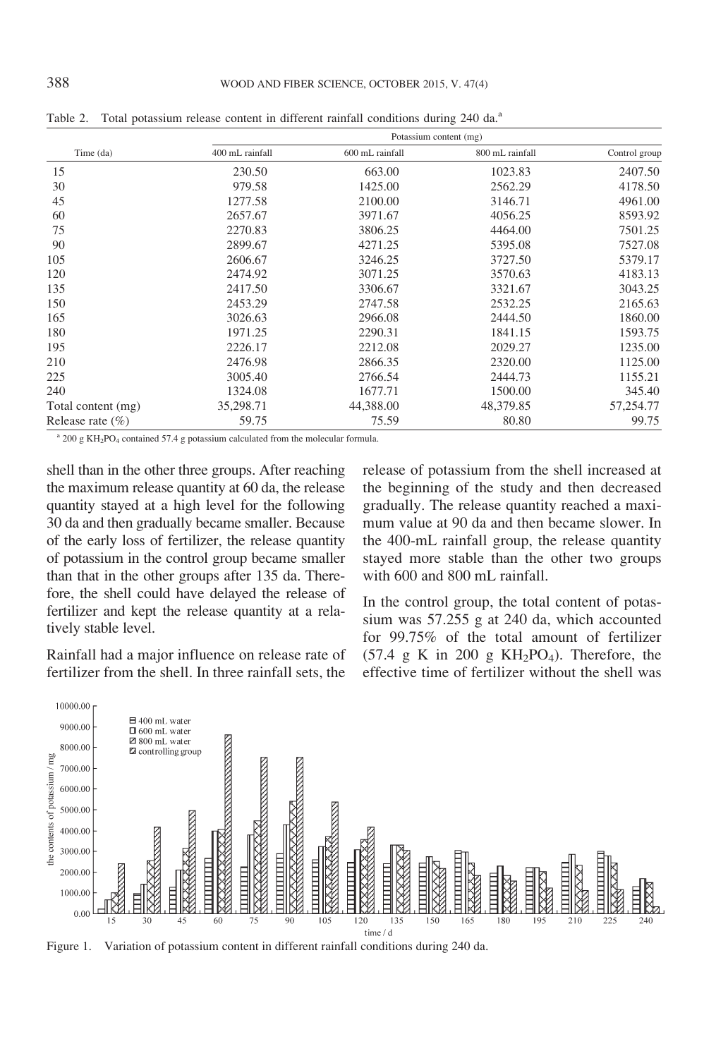Table 2. Total potassium release content in different rainfall conditions during 240 da.[a]

| Time (da) | Potassium content (mg) | | | |
|---|---|---|---|---|
| | 400 mL rainfall | 600 mL rainfall | 800 mL rainfall | Control group |
| 15 | 230.50 | 663.00 | 1023.83 | 2407.50 |
| 30 | 979.58 | 1425.00 | 2562.29 | 4178.50 |
| 45 | 1277.58 | 2100.00 | 3146.71 | 4961.00 |
| 60 | 2657.67 | 3971.67 | 4056.25 | 8593.92 |
| 75 | 2270.83 | 3806.25 | 4464.00 | 7501.25 |
| 90 | 2899.67 | 4271.25 | 5395.08 | 7527.08 |
| 105 | 2606.67 | 3246.25 | 3727.50 | 5379.17 |
| 120 | 2474.92 | 3071.25 | 3570.63 | 4183.13 |
| 135 | 2417.50 | 3306.67 | 3321.67 | 3043.25 |
| 150 | 2453.29 | 2747.58 | 2532.25 | 2165.63 |
| 165 | 3026.63 | 2966.08 | 2444.50 | 1860.00 |
| 180 | 1971.25 | 2290.31 | 1841.15 | 1593.75 |
| 195 | 2226.17 | 2212.08 | 2029.27 | 1235.00 |
| 210 | 2476.98 | 2866.35 | 2320.00 | 1125.00 |
| 225 | 3005.40 | 2766.54 | 2444.73 | 1155.21 |
| 240 | 1324.08 | 1677.71 | 1500.00 | 345.40 |
| Total content (mg) | 35,298.71 | 44,388.00 | 48,379.85 | 57,254.77 |
| Release rate (%) | 59.75 | 75.59 | 80.80 | 99.75 |

[a] 200 g $KH_2PO_4$ contained 57.4 g potassium calculated from the molecular formula.

shell than in the other three groups. After reaching the maximum release quantity at 60 da, the release quantity stayed at a high level for the following 30 da and then gradually became smaller. Because of the early loss of fertilizer, the release quantity of potassium in the control group became smaller than that in the other groups after 135 da. Therefore, the shell could have delayed the release of fertilizer and kept the release quantity at a relatively stable level.

Rainfall had a major influence on release rate of fertilizer from the shell. In three rainfall sets, the release of potassium from the shell increased at the beginning of the study and then decreased gradually. The release quantity reached a maximum value at 90 da and then became slower. In the 400-mL rainfall group, the release quantity stayed more stable than the other two groups with 600 and 800 mL rainfall.

In the control group, the total content of potassium was 57.255 g at 240 da, which accounted for 99.75% of the total amount of fertilizer (57.4 g K in 200 g $KH_2PO_4$). Therefore, the effective time of fertilizer without the shell was

Figure 1. Variation of potassium content in different rainfall conditions during 240 da.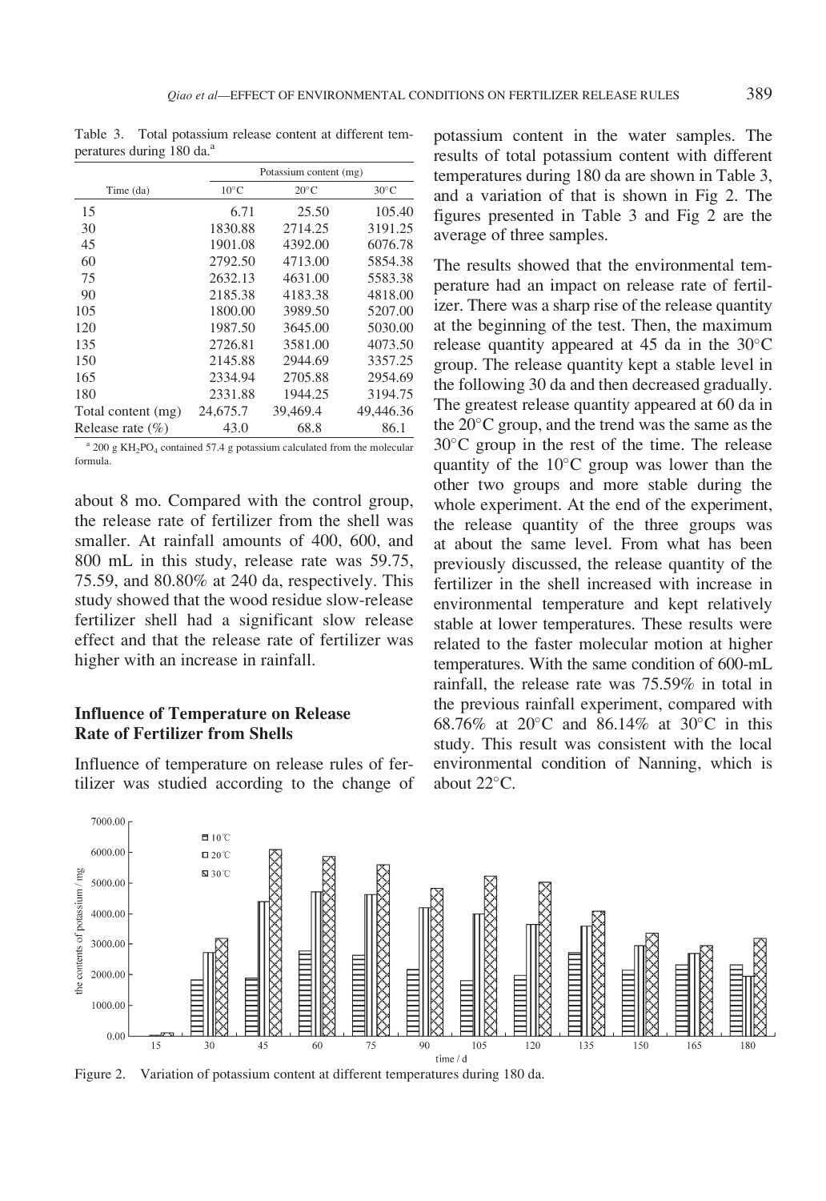Table 3. Total potassium release content at different temperatures during 180 da.[a]

| Time (da) | Potassium content (mg) | | |
|---|---|---|---|
| | 10°C | 20°C | 30°C |
| 15 | 6.71 | 25.50 | 105.40 |
| 30 | 1830.88 | 2714.25 | 3191.25 |
| 45 | 1901.08 | 4392.00 | 6076.78 |
| 60 | 2792.50 | 4713.00 | 5854.38 |
| 75 | 2632.13 | 4631.00 | 5583.38 |
| 90 | 2185.38 | 4183.38 | 4818.00 |
| 105 | 1800.00 | 3989.50 | 5207.00 |
| 120 | 1987.50 | 3645.00 | 5030.00 |
| 135 | 2726.81 | 3581.00 | 4073.50 |
| 150 | 2145.88 | 2944.69 | 3357.25 |
| 165 | 2334.94 | 2705.88 | 2954.69 |
| 180 | 2331.88 | 1944.25 | 3194.75 |
| Total content (mg) | 24,675.7 | 39,469.4 | 49,446.36 |
| Release rate (%) | 43.0 | 68.8 | 86.1 |

[a] 200 g $KH_2PO_4$ contained 57.4 g potassium calculated from the molecular formula.

about 8 mo. Compared with the control group, the release rate of fertilizer from the shell was smaller. At rainfall amounts of 400, 600, and 800 mL in this study, release rate was 59.75, 75.59, and 80.80% at 240 da, respectively. This study showed that the wood residue slow-release fertilizer shell had a significant slow release effect and that the release rate of fertilizer was higher with an increase in rainfall.

### Influence of Temperature on Release Rate of Fertilizer from Shells

Influence of temperature on release rules of fertilizer was studied according to the change of potassium content in the water samples. The results of total potassium content with different temperatures during 180 da are shown in Table 3, and a variation of that is shown in Fig 2. The figures presented in Table 3 and Fig 2 are the average of three samples.

The results showed that the environmental temperature had an impact on release rate of fertilizer. There was a sharp rise of the release quantity at the beginning of the test. Then, the maximum release quantity appeared at 45 da in the 30°C group. The release quantity kept a stable level in the following 30 da and then decreased gradually. The greatest release quantity appeared at 60 da in the 20°C group, and the trend was the same as the 30°C group in the rest of the time. The release quantity of the 10°C group was lower than the other two groups and more stable during the whole experiment. At the end of the experiment, the release quantity of the three groups was at about the same level. From what has been previously discussed, the release quantity of the fertilizer in the shell increased with increase in environmental temperature and kept relatively stable at lower temperatures. These results were related to the faster molecular motion at higher temperatures. With the same condition of 600-mL rainfall, the release rate was 75.59% in total in the previous rainfall experiment, compared with 68.76% at 20°C and 86.14% at 30°C in this study. This result was consistent with the local environmental condition of Nanning, which is about 22°C.

Figure 2. Variation of potassium content at different temperatures during 180 da.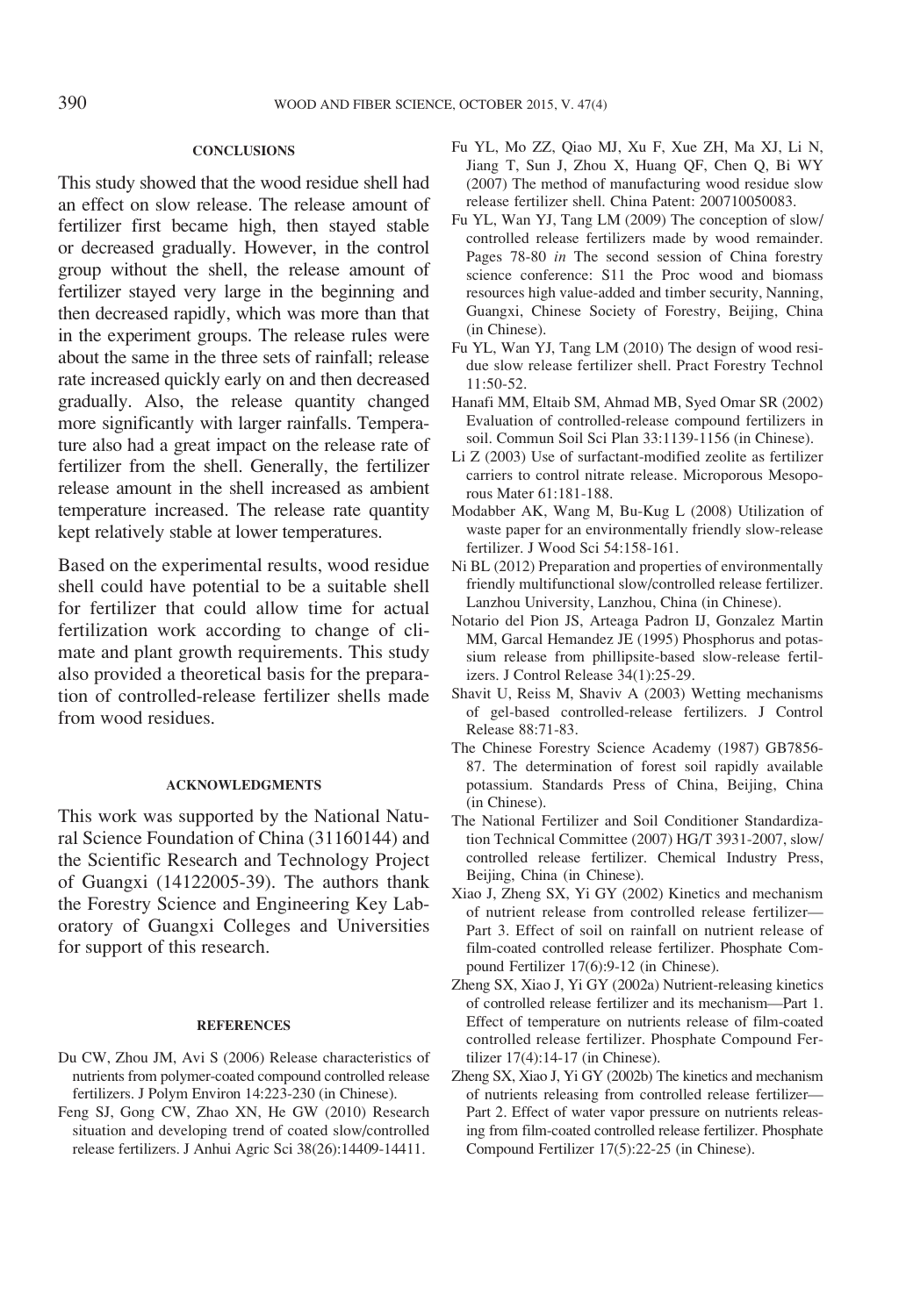## CONCLUSIONS

This study showed that the wood residue shell had an effect on slow release. The release amount of fertilizer first became high, then stayed stable or decreased gradually. However, in the control group without the shell, the release amount of fertilizer stayed very large in the beginning and then decreased rapidly, which was more than that in the experiment groups. The release rules were about the same in the three sets of rainfall; release rate increased quickly early on and then decreased gradually. Also, the release quantity changed more significantly with larger rainfalls. Temperature also had a great impact on the release rate of fertilizer from the shell. Generally, the fertilizer release amount in the shell increased as ambient temperature increased. The release rate quantity kept relatively stable at lower temperatures.

Based on the experimental results, wood residue shell could have potential to be a suitable shell for fertilizer that could allow time for actual fertilization work according to change of climate and plant growth requirements. This study also provided a theoretical basis for the preparation of controlled-release fertilizer shells made from wood residues.

## ACKNOWLEDGMENTS

This work was supported by the National Natural Science Foundation of China (31160144) and the Scientific Research and Technology Project of Guangxi (14122005-39). The authors thank the Forestry Science and Engineering Key Laboratory of Guangxi Colleges and Universities for support of this research.

## REFERENCES

Du CW, Zhou JM, Avi S (2006) Release characteristics of nutrients from polymer-coated compound controlled release fertilizers. J Polym Environ 14:223-230 (in Chinese).

Feng SJ, Gong CW, Zhao XN, He GW (2010) Research situation and developing trend of coated slow/controlled release fertilizers. J Anhui Agric Sci 38(26):14409-14411.

Fu YL, Mo ZZ, Qiao MJ, Xu F, Xue ZH, Ma XJ, Li N, Jiang T, Sun J, Zhou X, Huang QF, Chen Q, Bi WY (2007) The method of manufacturing wood residue slow release fertilizer shell. China Patent: 200710050083.

Fu YL, Wan YJ, Tang LM (2009) The conception of slow/controlled release fertilizers made by wood remainder. Pages 78-80 *in* The second session of China forestry science conference: S11 the Proc wood and biomass resources high value-added and timber security, Nanning, Guangxi, Chinese Society of Forestry, Beijing, China (in Chinese).

Fu YL, Wan YJ, Tang LM (2010) The design of wood residue slow release fertilizer shell. Pract Forestry Technol 11:50-52.

Hanafi MM, Eltaib SM, Ahmad MB, Syed Omar SR (2002) Evaluation of controlled-release compound fertilizers in soil. Commun Soil Sci Plan 33:1139-1156 (in Chinese).

Li Z (2003) Use of surfactant-modified zeolite as fertilizer carriers to control nitrate release. Microporous Mesoporous Mater 61:181-188.

Modabber AK, Wang M, Bu-Kug L (2008) Utilization of waste paper for an environmentally friendly slow-release fertilizer. J Wood Sci 54:158-161.

Ni BL (2012) Preparation and properties of environmentally friendly multifunctional slow/controlled release fertilizer. Lanzhou University, Lanzhou, China (in Chinese).

Notario del Pion JS, Arteaga Padron IJ, Gonzalez Martin MM, Garcal Hemandez JE (1995) Phosphorus and potassium release from phillipsite-based slow-release fertilizers. J Control Release 34(1):25-29.

Shavit U, Reiss M, Shaviv A (2003) Wetting mechanisms of gel-based controlled-release fertilizers. J Control Release 88:71-83.

The Chinese Forestry Science Academy (1987) GB7856-87. The determination of forest soil rapidly available potassium. Standards Press of China, Beijing, China (in Chinese).

The National Fertilizer and Soil Conditioner Standardization Technical Committee (2007) HG/T 3931-2007, slow/controlled release fertilizer. Chemical Industry Press, Beijing, China (in Chinese).

Xiao J, Zheng SX, Yi GY (2002) Kinetics and mechanism of nutrient release from controlled release fertilizer—Part 3. Effect of soil on rainfall on nutrient release of film-coated controlled release fertilizer. Phosphate Compound Fertilizer 17(6):9-12 (in Chinese).

Zheng SX, Xiao J, Yi GY (2002a) Nutrient-releasing kinetics of controlled release fertilizer and its mechanism—Part 1. Effect of temperature on nutrients release of film-coated controlled release fertilizer. Phosphate Compound Fertilizer 17(4):14-17 (in Chinese).

Zheng SX, Xiao J, Yi GY (2002b) The kinetics and mechanism of nutrients releasing from controlled release fertilizer—Part 2. Effect of water vapor pressure on nutrients releasing from film-coated controlled release fertilizer. Phosphate Compound Fertilizer 17(5):22-25 (in Chinese).